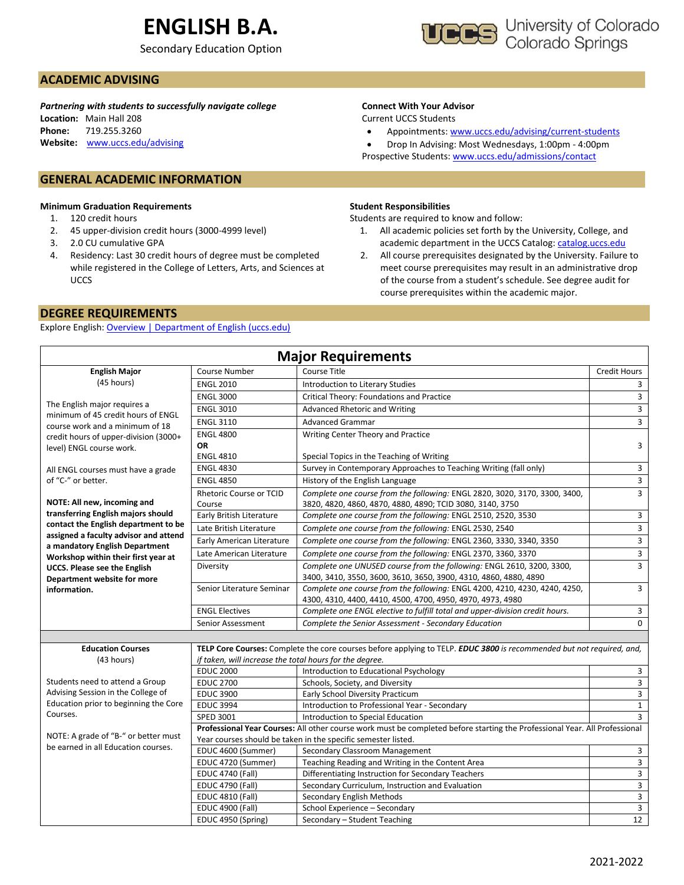# ENGLISH B.A.

Secondary Education Option

University of Colorado Colorado Springs

## ACADEMIC ADVISING

*Partnering with students to successfully navigate college*
**Location:** Main Hall 208
**Phone:** 719.255.3260
**Website:** www.uccs.edu/advising

**Connect With Your Advisor**
Current UCCS Students

- Appointments: www.uccs.edu/advising/current-students
- Drop In Advising: Most Wednesdays, 1:00pm - 4:00pm

Prospective Students: www.uccs.edu/admissions/contact

## GENERAL ACADEMIC INFORMATION

**Minimum Graduation Requirements**

1. 120 credit hours
2. 45 upper-division credit hours (3000-4999 level)
3. 2.0 CU cumulative GPA
4. Residency: Last 30 credit hours of degree must be completed while registered in the College of Letters, Arts, and Sciences at UCCS

**Student Responsibilities**
Students are required to know and follow:

1. All academic policies set forth by the University, College, and academic department in the UCCS Catalog: catalog.uccs.edu
2. All course prerequisites designated by the University. Failure to meet course prerequisites may result in an administrative drop of the course from a student's schedule. See degree audit for course prerequisites within the academic major.

## DEGREE REQUIREMENTS

Explore English: Overview | Department of English (uccs.edu)

### Major Requirements

| English Major (45 hours) | Course Number | Course Title | Credit Hours |
|---|---|---|---|
| The English major requires a minimum of 45 credit hours of ENGL course work and a minimum of 18 credit hours of upper-division (3000+ level) ENGL course work. | ENGL 2010 | Introduction to Literary Studies | 3 |
| All ENGL courses must have a grade of "C-" or better. | ENGL 3000 | Critical Theory: Foundations and Practice | 3 |
| **NOTE: All new, incoming and transferring English majors should contact the English department to be assigned a faculty advisor and attend a mandatory English Department Workshop within their first year at UCCS. Please see the English Department website for more information.** | ENGL 3010 | Advanced Rhetoric and Writing | 3 |
| | ENGL 3110 | Advanced Grammar | 3 |
| | ENGL 4800 **OR** ENGL 4810 | Writing Center Theory and Practice / Special Topics in the Teaching of Writing | 3 |
| | ENGL 4830 | Survey in Contemporary Approaches to Teaching Writing (fall only) | 3 |
| | ENGL 4850 | History of the English Language | 3 |
| | Rhetoric Course or TCID Course | *Complete one course from the following:* ENGL 2820, 3020, 3170, 3300, 3400, 3820, 4820, 4860, 4870, 4880, 4890; TCID 3080, 3140, 3750 | 3 |
| | Early British Literature | *Complete one course from the following:* ENGL 2510, 2520, 3530 | 3 |
| | Late British Literature | *Complete one course from the following:* ENGL 2530, 2540 | 3 |
| | Early American Literature | *Complete one course from the following:* ENGL 2360, 3330, 3340, 3350 | 3 |
| | Late American Literature | *Complete one course from the following:* ENGL 2370, 3360, 3370 | 3 |
| | Diversity | *Complete one UNUSED course from the following:* ENGL 2610, 3200, 3300, 3400, 3410, 3550, 3600, 3610, 3650, 3900, 4310, 4860, 4880, 4890 | 3 |
| | Senior Literature Seminar | *Complete one course from the following:* ENGL 4200, 4210, 4230, 4240, 4250, 4300, 4310, 4400, 4410, 4500, 4700, 4950, 4970, 4973, 4980 | 3 |
| | ENGL Electives | *Complete one ENGL elective to fulfill total and upper-division credit hours.* | 3 |
| | Senior Assessment | *Complete the Senior Assessment - Secondary Education* | 0 |
| **Education Courses** (43 hours) | **TELP Core Courses:** Complete the core courses before applying to TELP. ***EDUC 3800*** *is recommended but not required, and, if taken, will increase the total hours for the degree.* | | |
| Students need to attend a Group Advising Session in the College of Education prior to beginning the Core Courses. | EDUC 2000 | Introduction to Educational Psychology | 3 |
| NOTE: A grade of "B-" or better must be earned in all Education courses. | EDUC 2700 | Schools, Society, and Diversity | 3 |
| | EDUC 3900 | Early School Diversity Practicum | 3 |
| | EDUC 3994 | Introduction to Professional Year - Secondary | 1 |
| | SPED 3001 | Introduction to Special Education | 3 |
| | **Professional Year Courses:** All other course work must be completed before starting the Professional Year. All Professional Year courses should be taken in the specific semester listed. | | |
| | EDUC 4600 (Summer) | Secondary Classroom Management | 3 |
| | EDUC 4720 (Summer) | Teaching Reading and Writing in the Content Area | 3 |
| | EDUC 4740 (Fall) | Differentiating Instruction for Secondary Teachers | 3 |
| | EDUC 4790 (Fall) | Secondary Curriculum, Instruction and Evaluation | 3 |
| | EDUC 4810 (Fall) | Secondary English Methods | 3 |
| | EDUC 4900 (Fall) | School Experience – Secondary | 3 |
| | EDUC 4950 (Spring) | Secondary – Student Teaching | 12 |

2021-2022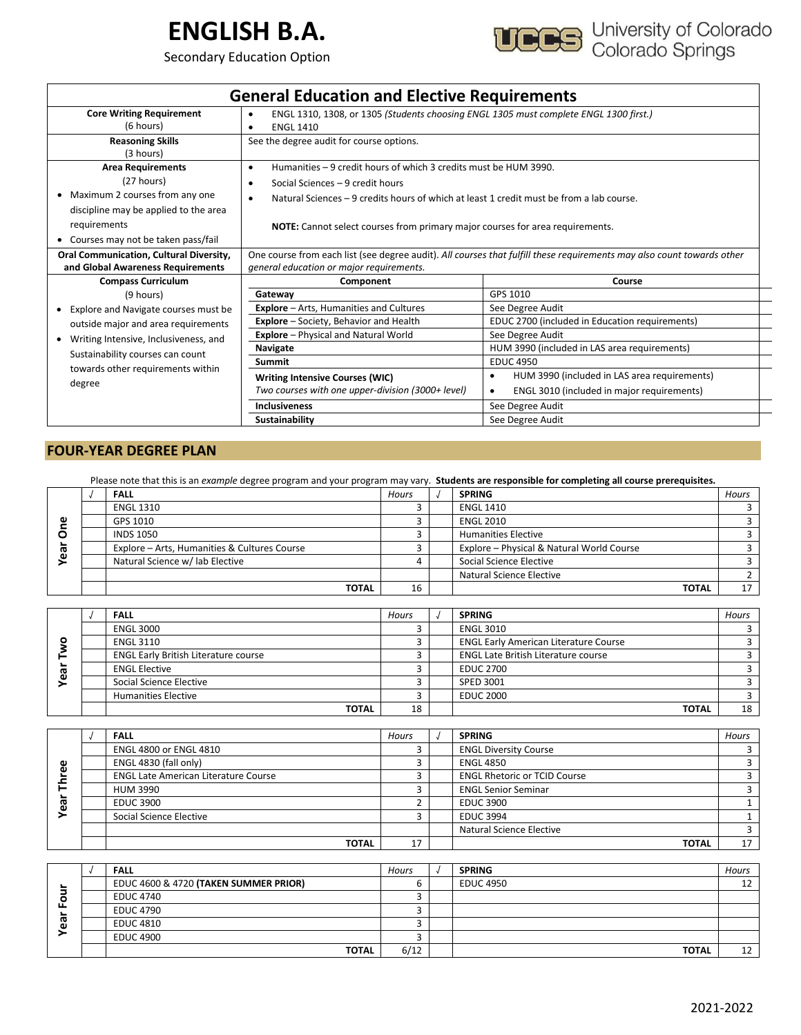# ENGLISH B.A.

Secondary Education Option

University of Colorado Colorado Springs

## General Education and Elective Requirements

| | |
|---|---|
| **Core Writing Requirement** (6 hours) | • ENGL 1310, 1308, or 1305 *(Students choosing ENGL 1305 must complete ENGL 1300 first.)*<br>• ENGL 1410 |
| **Reasoning Skills** (3 hours) | See the degree audit for course options. |
| **Area Requirements** (27 hours)<br>• Maximum 2 courses from any one discipline may be applied to the area requirements<br>• Courses may not be taken pass/fail | • Humanities – 9 credit hours of which 3 credits must be HUM 3990.<br>• Social Sciences – 9 credit hours<br>• Natural Sciences – 9 credits hours of which at least 1 credit must be from a lab course.<br><br>**NOTE:** Cannot select courses from primary major courses for area requirements. |
| **Oral Communication, Cultural Diversity, and Global Awareness Requirements** | One course from each list (see degree audit). *All courses that fulfill these requirements may also count towards other general education or major requirements.* |

| Compass Curriculum | Component | Course |
|---|---|---|
| **Compass Curriculum** (9 hours)<br>• Explore and Navigate courses must be outside major and area requirements<br>• Writing Intensive, Inclusiveness, and Sustainability courses can count towards other requirements within degree | **Gateway** | GPS 1010 |
| | **Explore** – Arts, Humanities and Cultures | See Degree Audit |
| | **Explore** – Society, Behavior and Health | EDUC 2700 (included in Education requirements) |
| | **Explore** – Physical and Natural World | See Degree Audit |
| | **Navigate** | HUM 3990 (included in LAS area requirements) |
| | **Summit** | EDUC 4950 |
| | **Writing Intensive Courses (WIC)**<br>*Two courses with one upper-division (3000+ level)* | • HUM 3990 (included in LAS area requirements)<br>• ENGL 3010 (included in major requirements) |
| | **Inclusiveness** | See Degree Audit |
| | **Sustainability** | See Degree Audit |

## FOUR-YEAR DEGREE PLAN

Please note that this is an *example* degree program and your program may vary. **Students are responsible for completing all course prerequisites.**

### Year One

| √ | FALL | Hours | √ | SPRING | Hours |
|---|---|---|---|---|---|
| | ENGL 1310 | 3 | | ENGL 1410 | 3 |
| | GPS 1010 | 3 | | ENGL 2010 | 3 |
| | INDS 1050 | 3 | | Humanities Elective | 3 |
| | Explore – Arts, Humanities & Cultures Course | 3 | | Explore – Physical & Natural World Course | 3 |
| | Natural Science w/ lab Elective | 4 | | Social Science Elective | 3 |
| | | | | Natural Science Elective | 2 |
| | **TOTAL** | 16 | | **TOTAL** | 17 |

### Year Two

| √ | FALL | Hours | √ | SPRING | Hours |
|---|---|---|---|---|---|
| | ENGL 3000 | 3 | | ENGL 3010 | 3 |
| | ENGL 3110 | 3 | | ENGL Early American Literature Course | 3 |
| | ENGL Early British Literature course | 3 | | ENGL Late British Literature course | 3 |
| | ENGL Elective | 3 | | EDUC 2700 | 3 |
| | Social Science Elective | 3 | | SPED 3001 | 3 |
| | Humanities Elective | 3 | | EDUC 2000 | 3 |
| | **TOTAL** | 18 | | **TOTAL** | 18 |

### Year Three

| √ | FALL | Hours | √ | SPRING | Hours |
|---|---|---|---|---|---|
| | ENGL 4800 or ENGL 4810 | 3 | | ENGL Diversity Course | 3 |
| | ENGL 4830 (fall only) | 3 | | ENGL 4850 | 3 |
| | ENGL Late American Literature Course | 3 | | ENGL Rhetoric or TCID Course | 3 |
| | HUM 3990 | 3 | | ENGL Senior Seminar | 3 |
| | EDUC 3900 | 2 | | EDUC 3900 | 1 |
| | Social Science Elective | 3 | | EDUC 3994 | 1 |
| | | | | Natural Science Elective | 3 |
| | **TOTAL** | 17 | | **TOTAL** | 17 |

### Year Four

| √ | FALL | Hours | √ | SPRING | Hours |
|---|---|---|---|---|---|
| | EDUC 4600 & 4720 **(TAKEN SUMMER PRIOR)** | 6 | | EDUC 4950 | 12 |
| | EDUC 4740 | 3 | | | |
| | EDUC 4790 | 3 | | | |
| | EDUC 4810 | 3 | | | |
| | EDUC 4900 | 3 | | | |
| | **TOTAL** | 6/12 | | **TOTAL** | 12 |

2021-2022